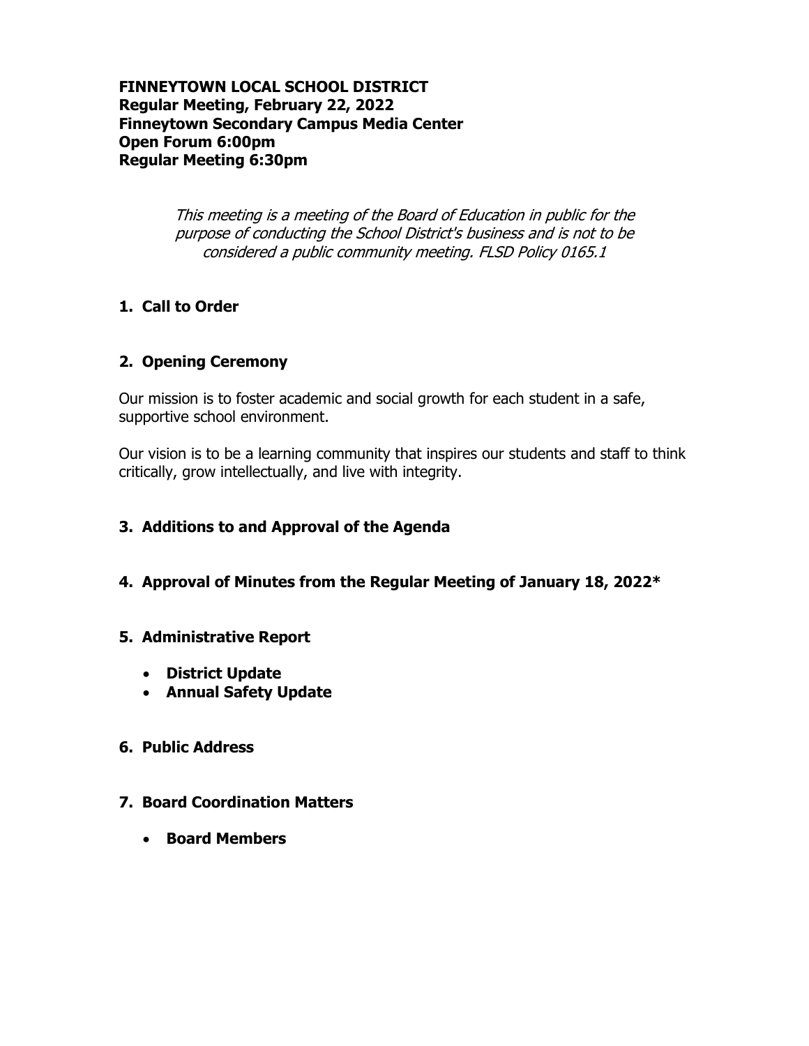**FINNEYTOWN LOCAL SCHOOL DISTRICT**
**Regular Meeting, February 22, 2022**
**Finneytown Secondary Campus Media Center**
**Open Forum 6:00pm**
**Regular Meeting 6:30pm**

*This meeting is a meeting of the Board of Education in public for the purpose of conducting the School District's business and is not to be considered a public community meeting. FLSD Policy 0165.1*

## 1. Call to Order

## 2. Opening Ceremony

Our mission is to foster academic and social growth for each student in a safe, supportive school environment.

Our vision is to be a learning community that inspires our students and staff to think critically, grow intellectually, and live with integrity.

## 3. Additions to and Approval of the Agenda

## 4. Approval of Minutes from the Regular Meeting of January 18, 2022*

## 5. Administrative Report

- **District Update**
- **Annual Safety Update**

## 6. Public Address

## 7. Board Coordination Matters

- **Board Members**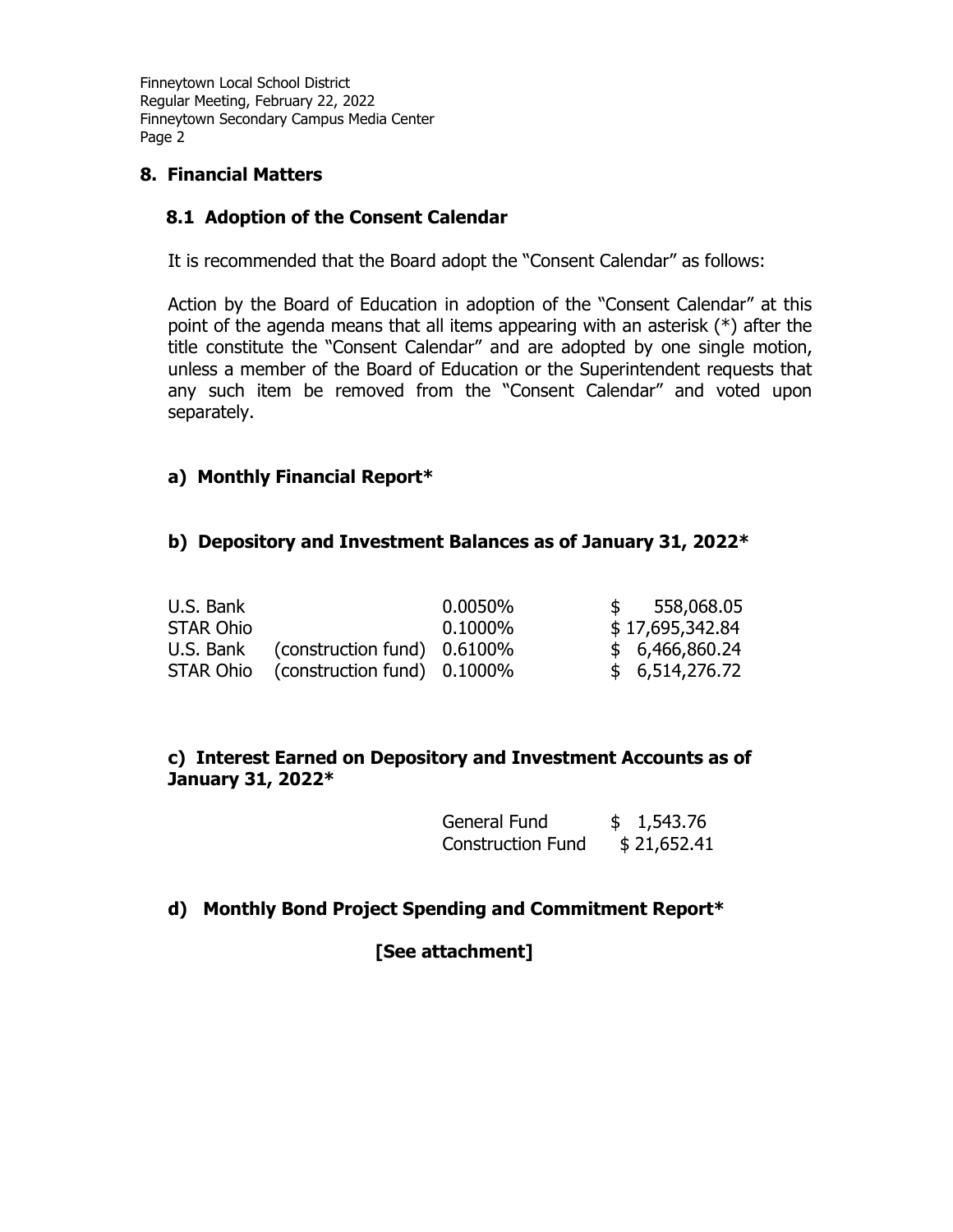## 8. Financial Matters

### 8.1 Adoption of the Consent Calendar

It is recommended that the Board adopt the "Consent Calendar" as follows:

Action by the Board of Education in adoption of the "Consent Calendar" at this point of the agenda means that all items appearing with an asterisk (*) after the title constitute the "Consent Calendar" and are adopted by one single motion, unless a member of the Board of Education or the Superintendent requests that any such item be removed from the "Consent Calendar" and voted upon separately.

**a) Monthly Financial Report***

**b) Depository and Investment Balances as of January 31, 2022***

| | | | |
|---|---|---|---|
| U.S. Bank | | 0.0050% | $ 558,068.05 |
| STAR Ohio | | 0.1000% | $ 17,695,342.84 |
| U.S. Bank | (construction fund) | 0.6100% | $ 6,466,860.24 |
| STAR Ohio | (construction fund) | 0.1000% | $ 6,514,276.72 |

**c) Interest Earned on Depository and Investment Accounts as of January 31, 2022***

| | |
|---|---|
| General Fund | $ 1,543.76 |
| Construction Fund | $ 21,652.41 |

**d) Monthly Bond Project Spending and Commitment Report***

**[See attachment]**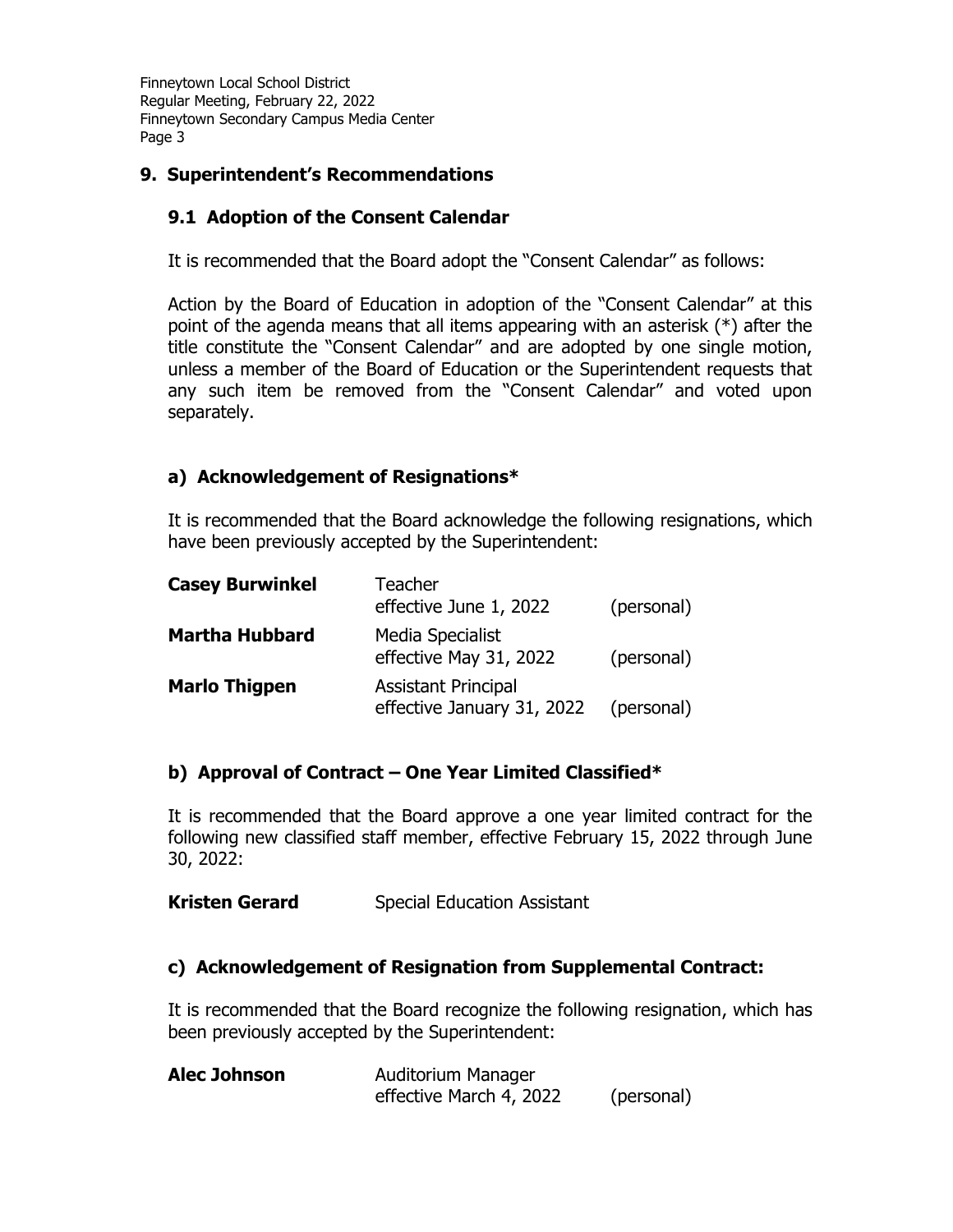## 9. Superintendent's Recommendations

### 9.1 Adoption of the Consent Calendar

It is recommended that the Board adopt the "Consent Calendar" as follows:

Action by the Board of Education in adoption of the "Consent Calendar" at this point of the agenda means that all items appearing with an asterisk (*) after the title constitute the "Consent Calendar" and are adopted by one single motion, unless a member of the Board of Education or the Superintendent requests that any such item be removed from the "Consent Calendar" and voted upon separately.

### a) Acknowledgement of Resignations*

It is recommended that the Board acknowledge the following resignations, which have been previously accepted by the Superintendent:

| | | |
|---|---|---|
| **Casey Burwinkel** | Teacher<br>effective June 1, 2022 | (personal) |
| **Martha Hubbard** | Media Specialist<br>effective May 31, 2022 | (personal) |
| **Marlo Thigpen** | Assistant Principal<br>effective January 31, 2022 | (personal) |

### b) Approval of Contract – One Year Limited Classified*

It is recommended that the Board approve a one year limited contract for the following new classified staff member, effective February 15, 2022 through June 30, 2022:

**Kristen Gerard** Special Education Assistant

### c) Acknowledgement of Resignation from Supplemental Contract:

It is recommended that the Board recognize the following resignation, which has been previously accepted by the Superintendent:

| | | |
|---|---|---|
| **Alec Johnson** | Auditorium Manager<br>effective March 4, 2022 | (personal) |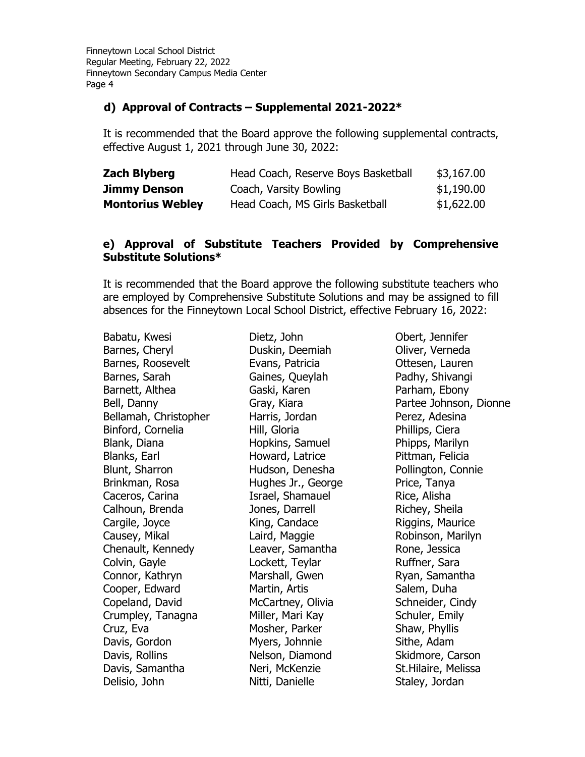### d) Approval of Contracts – Supplemental 2021-2022*

It is recommended that the Board approve the following supplemental contracts, effective August 1, 2021 through June 30, 2022:

| | | |
|---|---|---|
| **Zach Blyberg** | Head Coach, Reserve Boys Basketball | $3,167.00 |
| **Jimmy Denson** | Coach, Varsity Bowling | $1,190.00 |
| **Montorius Webley** | Head Coach, MS Girls Basketball | $1,622.00 |

### e) Approval of Substitute Teachers Provided by Comprehensive Substitute Solutions*

It is recommended that the Board approve the following substitute teachers who are employed by Comprehensive Substitute Solutions and may be assigned to fill absences for the Finneytown Local School District, effective February 16, 2022:

Babatu, Kwesi
Barnes, Cheryl
Barnes, Roosevelt
Barnes, Sarah
Barnett, Althea
Bell, Danny
Bellamah, Christopher
Binford, Cornelia
Blank, Diana
Blanks, Earl
Blunt, Sharron
Brinkman, Rosa
Caceros, Carina
Calhoun, Brenda
Cargile, Joyce
Causey, Mikal
Chenault, Kennedy
Colvin, Gayle
Connor, Kathryn
Cooper, Edward
Copeland, David
Crumpley, Tanagna
Cruz, Eva
Davis, Gordon
Davis, Rollins
Davis, Samantha
Delisio, John
Dietz, John
Duskin, Deemiah
Evans, Patricia
Gaines, Queylah
Gaski, Karen
Gray, Kiara
Harris, Jordan
Hill, Gloria
Hopkins, Samuel
Howard, Latrice
Hudson, Denesha
Hughes Jr., George
Israel, Shamauel
Jones, Darrell
King, Candace
Laird, Maggie
Leaver, Samantha
Lockett, Teylar
Marshall, Gwen
Martin, Artis
McCartney, Olivia
Miller, Mari Kay
Mosher, Parker
Myers, Johnnie
Nelson, Diamond
Neri, McKenzie
Nitti, Danielle
Obert, Jennifer
Oliver, Verneda
Ottesen, Lauren
Padhy, Shivangi
Parham, Ebony
Partee Johnson, Dionne
Perez, Adesina
Phillips, Ciera
Phipps, Marilyn
Pittman, Felicia
Pollington, Connie
Price, Tanya
Rice, Alisha
Richey, Sheila
Riggins, Maurice
Robinson, Marilyn
Rone, Jessica
Ruffner, Sara
Ryan, Samantha
Salem, Duha
Schneider, Cindy
Schuler, Emily
Shaw, Phyllis
Sithe, Adam
Skidmore, Carson
St.Hilaire, Melissa
Staley, Jordan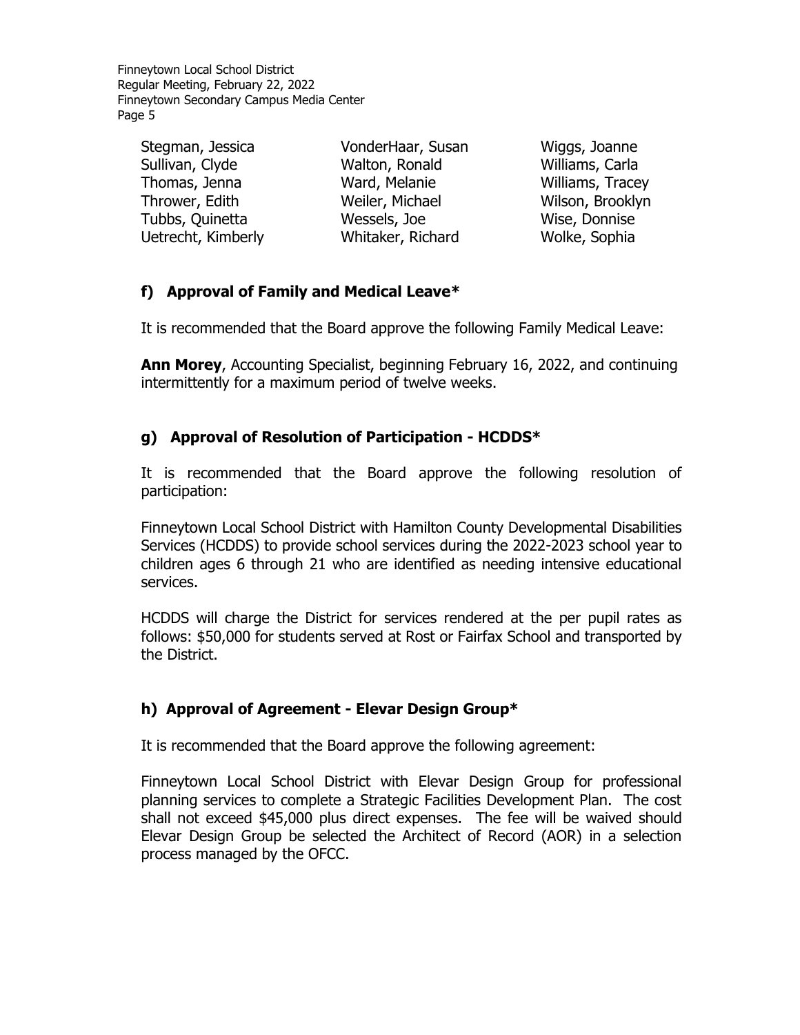| | | |
|---|---|---|
| Stegman, Jessica | VonderHaar, Susan | Wiggs, Joanne |
| Sullivan, Clyde | Walton, Ronald | Williams, Carla |
| Thomas, Jenna | Ward, Melanie | Williams, Tracey |
| Thrower, Edith | Weiler, Michael | Wilson, Brooklyn |
| Tubbs, Quinetta | Wessels, Joe | Wise, Donnise |
| Uetrecht, Kimberly | Whitaker, Richard | Wolke, Sophia |

### f) Approval of Family and Medical Leave*

It is recommended that the Board approve the following Family Medical Leave:

**Ann Morey**, Accounting Specialist, beginning February 16, 2022, and continuing intermittently for a maximum period of twelve weeks.

### g) Approval of Resolution of Participation - HCDDS*

It is recommended that the Board approve the following resolution of participation:

Finneytown Local School District with Hamilton County Developmental Disabilities Services (HCDDS) to provide school services during the 2022-2023 school year to children ages 6 through 21 who are identified as needing intensive educational services.

HCDDS will charge the District for services rendered at the per pupil rates as follows: $50,000 for students served at Rost or Fairfax School and transported by the District.

### h) Approval of Agreement - Elevar Design Group*

It is recommended that the Board approve the following agreement:

Finneytown Local School District with Elevar Design Group for professional planning services to complete a Strategic Facilities Development Plan. The cost shall not exceed $45,000 plus direct expenses. The fee will be waived should Elevar Design Group be selected the Architect of Record (AOR) in a selection process managed by the OFCC.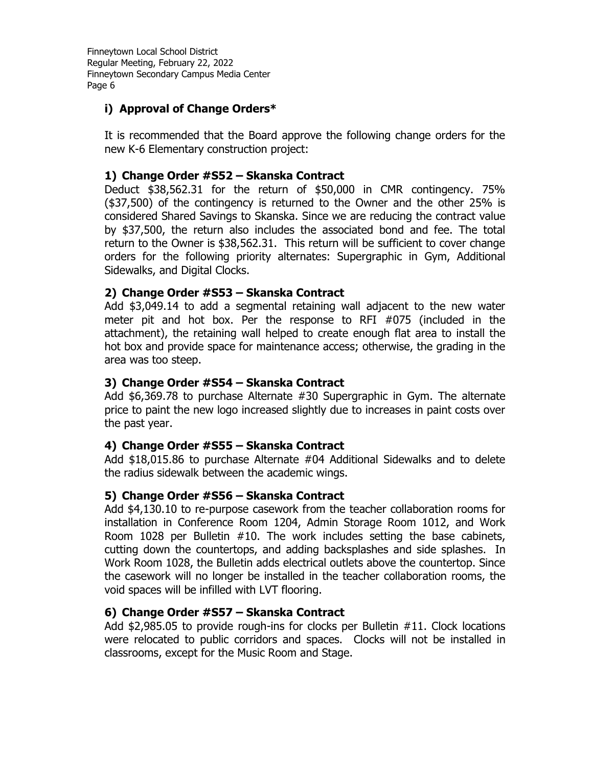### i) Approval of Change Orders*

It is recommended that the Board approve the following change orders for the new K-6 Elementary construction project:

#### 1) Change Order #S52 – Skanska Contract

Deduct $38,562.31 for the return of $50,000 in CMR contingency. 75% ($37,500) of the contingency is returned to the Owner and the other 25% is considered Shared Savings to Skanska. Since we are reducing the contract value by $37,500, the return also includes the associated bond and fee. The total return to the Owner is $38,562.31. This return will be sufficient to cover change orders for the following priority alternates: Supergraphic in Gym, Additional Sidewalks, and Digital Clocks.

#### 2) Change Order #S53 – Skanska Contract

Add $3,049.14 to add a segmental retaining wall adjacent to the new water meter pit and hot box. Per the response to RFI #075 (included in the attachment), the retaining wall helped to create enough flat area to install the hot box and provide space for maintenance access; otherwise, the grading in the area was too steep.

#### 3) Change Order #S54 – Skanska Contract

Add $6,369.78 to purchase Alternate #30 Supergraphic in Gym. The alternate price to paint the new logo increased slightly due to increases in paint costs over the past year.

#### 4) Change Order #S55 – Skanska Contract

Add $18,015.86 to purchase Alternate #04 Additional Sidewalks and to delete the radius sidewalk between the academic wings.

#### 5) Change Order #S56 – Skanska Contract

Add $4,130.10 to re-purpose casework from the teacher collaboration rooms for installation in Conference Room 1204, Admin Storage Room 1012, and Work Room 1028 per Bulletin #10. The work includes setting the base cabinets, cutting down the countertops, and adding backsplashes and side splashes. In Work Room 1028, the Bulletin adds electrical outlets above the countertop. Since the casework will no longer be installed in the teacher collaboration rooms, the void spaces will be infilled with LVT flooring.

#### 6) Change Order #S57 – Skanska Contract

Add $2,985.05 to provide rough-ins for clocks per Bulletin #11. Clock locations were relocated to public corridors and spaces. Clocks will not be installed in classrooms, except for the Music Room and Stage.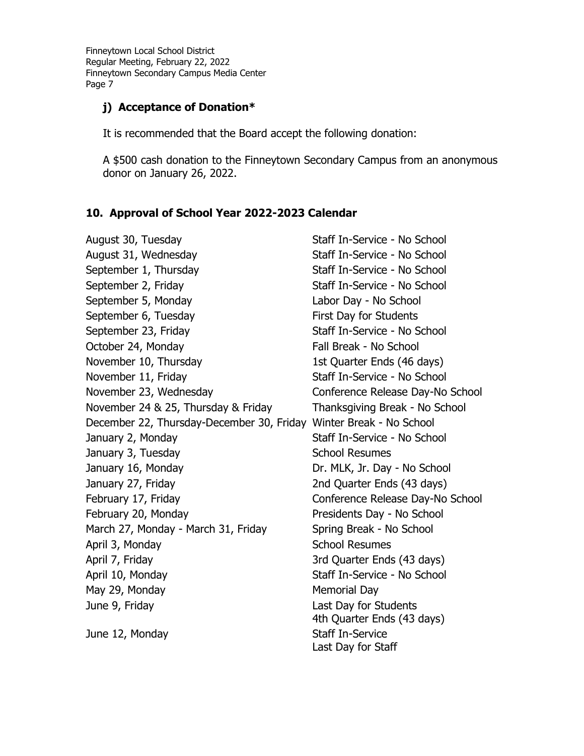### j) Acceptance of Donation*

It is recommended that the Board accept the following donation:

A $500 cash donation to the Finneytown Secondary Campus from an anonymous donor on January 26, 2022.

## 10. Approval of School Year 2022-2023 Calendar

| | |
|---|---|
| August 30, Tuesday | Staff In-Service - No School |
| August 31, Wednesday | Staff In-Service - No School |
| September 1, Thursday | Staff In-Service - No School |
| September 2, Friday | Staff In-Service - No School |
| September 5, Monday | Labor Day - No School |
| September 6, Tuesday | First Day for Students |
| September 23, Friday | Staff In-Service - No School |
| October 24, Monday | Fall Break - No School |
| November 10, Thursday | 1st Quarter Ends (46 days) |
| November 11, Friday | Staff In-Service - No School |
| November 23, Wednesday | Conference Release Day-No School |
| November 24 & 25, Thursday & Friday | Thanksgiving Break - No School |
| December 22, Thursday-December 30, Friday | Winter Break - No School |
| January 2, Monday | Staff In-Service - No School |
| January 3, Tuesday | School Resumes |
| January 16, Monday | Dr. MLK, Jr. Day - No School |
| January 27, Friday | 2nd Quarter Ends (43 days) |
| February 17, Friday | Conference Release Day-No School |
| February 20, Monday | Presidents Day - No School |
| March 27, Monday - March 31, Friday | Spring Break - No School |
| April 3, Monday | School Resumes |
| April 7, Friday | 3rd Quarter Ends (43 days) |
| April 10, Monday | Staff In-Service - No School |
| May 29, Monday | Memorial Day |
| June 9, Friday | Last Day for Students<br>4th Quarter Ends (43 days) |
| June 12, Monday | Staff In-Service<br>Last Day for Staff |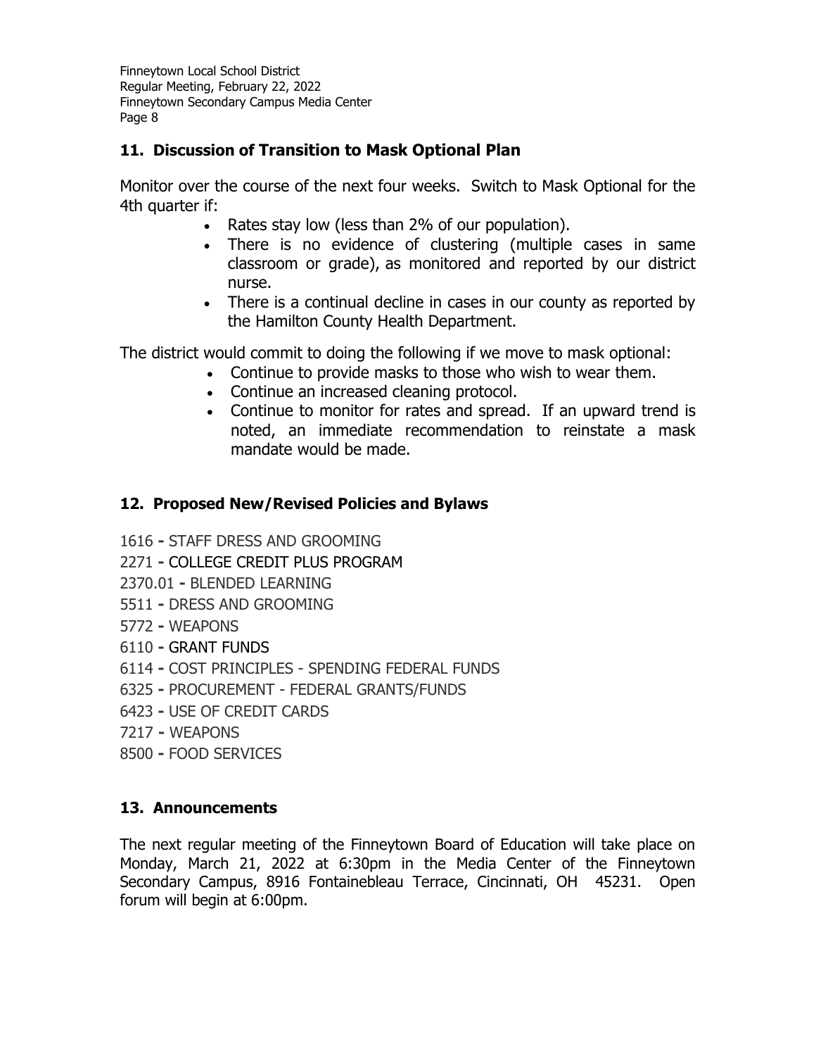## 11. Discussion of Transition to Mask Optional Plan

Monitor over the course of the next four weeks. Switch to Mask Optional for the 4th quarter if:

- Rates stay low (less than 2% of our population).
- There is no evidence of clustering (multiple cases in same classroom or grade), as monitored and reported by our district nurse.
- There is a continual decline in cases in our county as reported by the Hamilton County Health Department.

The district would commit to doing the following if we move to mask optional:

- Continue to provide masks to those who wish to wear them.
- Continue an increased cleaning protocol.
- Continue to monitor for rates and spread. If an upward trend is noted, an immediate recommendation to reinstate a mask mandate would be made.

## 12. Proposed New/Revised Policies and Bylaws

1616 - STAFF DRESS AND GROOMING
2271 - COLLEGE CREDIT PLUS PROGRAM
2370.01 - BLENDED LEARNING
5511 - DRESS AND GROOMING
5772 - WEAPONS
6110 - GRANT FUNDS
6114 - COST PRINCIPLES - SPENDING FEDERAL FUNDS
6325 - PROCUREMENT - FEDERAL GRANTS/FUNDS
6423 - USE OF CREDIT CARDS
7217 - WEAPONS
8500 - FOOD SERVICES

## 13. Announcements

The next regular meeting of the Finneytown Board of Education will take place on Monday, March 21, 2022 at 6:30pm in the Media Center of the Finneytown Secondary Campus, 8916 Fontainebleau Terrace, Cincinnati, OH 45231. Open forum will begin at 6:00pm.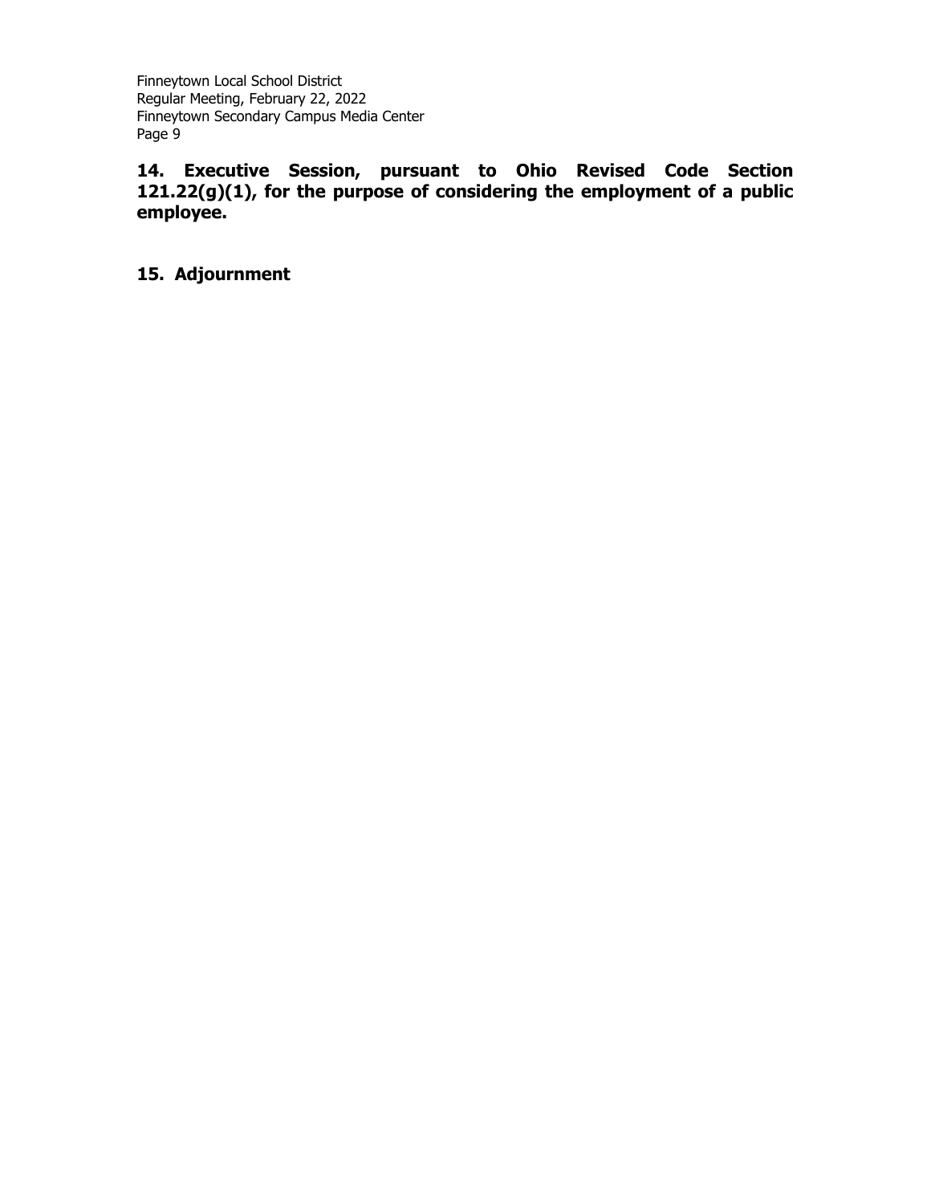**14. Executive Session, pursuant to Ohio Revised Code Section 121.22(g)(1), for the purpose of considering the employment of a public employee.**

**15. Adjournment**